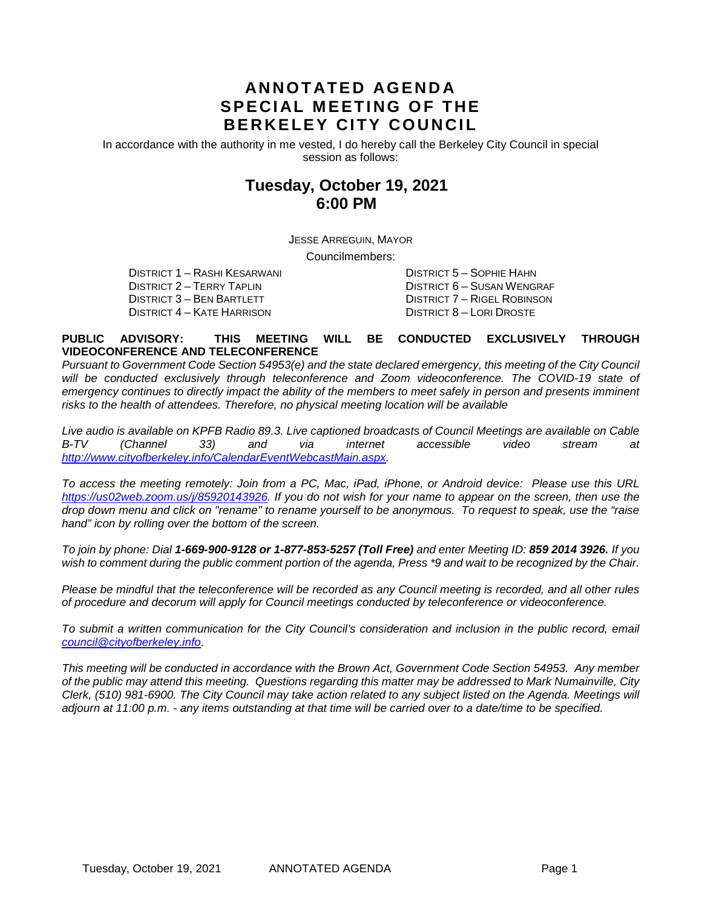# ANNOTATED AGENDA
# SPECIAL MEETING OF THE
# BERKELEY CITY COUNCIL

In accordance with the authority in me vested, I do hereby call the Berkeley City Council in special session as follows:

## Tuesday, October 19, 2021
## 6:00 PM

JESSE ARREGUIN, MAYOR

Councilmembers:

DISTRICT 1 – RASHI KESARWANI
DISTRICT 2 – TERRY TAPLIN
DISTRICT 3 – BEN BARTLETT
DISTRICT 4 – KATE HARRISON
DISTRICT 5 – SOPHIE HAHN
DISTRICT 6 – SUSAN WENGRAF
DISTRICT 7 – RIGEL ROBINSON
DISTRICT 8 – LORI DROSTE

**PUBLIC ADVISORY: THIS MEETING WILL BE CONDUCTED EXCLUSIVELY THROUGH VIDEOCONFERENCE AND TELECONFERENCE**

*Pursuant to Government Code Section 54953(e) and the state declared emergency, this meeting of the City Council will be conducted exclusively through teleconference and Zoom videoconference. The COVID-19 state of emergency continues to directly impact the ability of the members to meet safely in person and presents imminent risks to the health of attendees. Therefore, no physical meeting location will be available*

*Live audio is available on KPFB Radio 89.3. Live captioned broadcasts of Council Meetings are available on Cable B-TV (Channel 33) and via internet accessible video stream at [http://www.cityofberkeley.info/CalendarEventWebcastMain.aspx](http://www.cityofberkeley.info/CalendarEventWebcastMain.aspx).*

*To access the meeting remotely: Join from a PC, Mac, iPad, iPhone, or Android device: Please use this URL [https://us02web.zoom.us/j/85920143926](https://us02web.zoom.us/j/85920143926). If you do not wish for your name to appear on the screen, then use the drop down menu and click on "rename" to rename yourself to be anonymous. To request to speak, use the "raise hand" icon by rolling over the bottom of the screen.*

*To join by phone: Dial **1-669-900-9128 or 1-877-853-5257 (Toll Free)** and enter Meeting ID: **859 2014 3926.** If you wish to comment during the public comment portion of the agenda, Press *9 and wait to be recognized by the Chair.*

*Please be mindful that the teleconference will be recorded as any Council meeting is recorded, and all other rules of procedure and decorum will apply for Council meetings conducted by teleconference or videoconference.*

*To submit a written communication for the City Council's consideration and inclusion in the public record, email [council@cityofberkeley.info](mailto:council@cityofberkeley.info).*

*This meeting will be conducted in accordance with the Brown Act, Government Code Section 54953. Any member of the public may attend this meeting. Questions regarding this matter may be addressed to Mark Numainville, City Clerk, (510) 981-6900. The City Council may take action related to any subject listed on the Agenda. Meetings will adjourn at 11:00 p.m. - any items outstanding at that time will be carried over to a date/time to be specified.*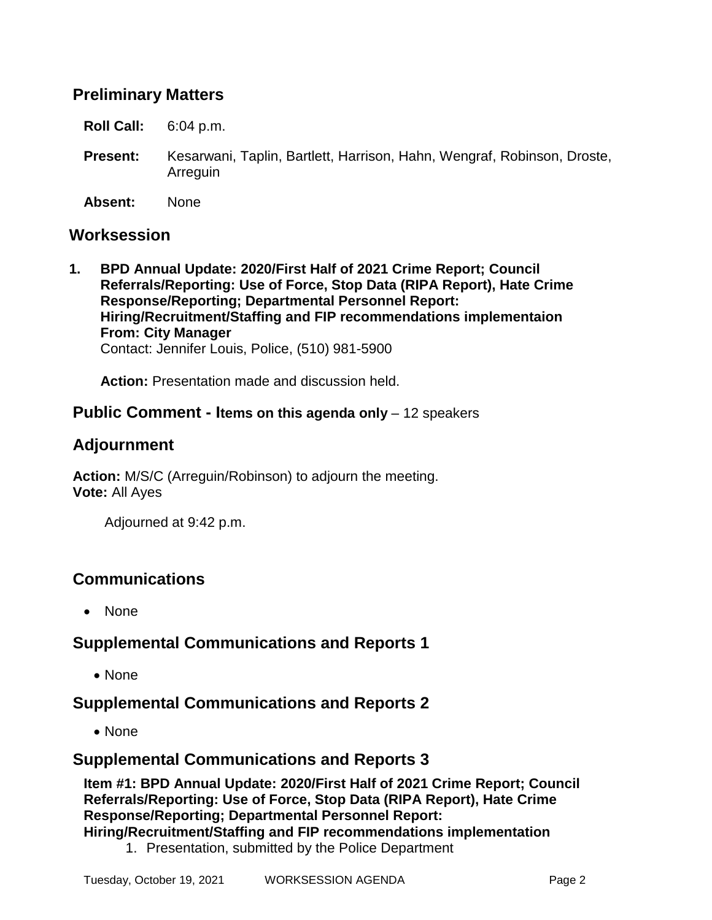## Preliminary Matters

**Roll Call:** 6:04 p.m.

**Present:** Kesarwani, Taplin, Bartlett, Harrison, Hahn, Wengraf, Robinson, Droste, Arreguin

**Absent:** None

## Worksession

1. **BPD Annual Update: 2020/First Half of 2021 Crime Report; Council Referrals/Reporting: Use of Force, Stop Data (RIPA Report), Hate Crime Response/Reporting; Departmental Personnel Report: Hiring/Recruitment/Staffing and FIP recommendations implementaion**
   **From: City Manager**
   Contact: Jennifer Louis, Police, (510) 981-5900

   **Action:** Presentation made and discussion held.

## Public Comment - Items on this agenda only – 12 speakers

## Adjournment

**Action:** M/S/C (Arreguin/Robinson) to adjourn the meeting.
**Vote:** All Ayes

Adjourned at 9:42 p.m.

## Communications

- None

## Supplemental Communications and Reports 1

- None

## Supplemental Communications and Reports 2

- None

## Supplemental Communications and Reports 3

**Item #1: BPD Annual Update: 2020/First Half of 2021 Crime Report; Council Referrals/Reporting: Use of Force, Stop Data (RIPA Report), Hate Crime Response/Reporting; Departmental Personnel Report: Hiring/Recruitment/Staffing and FIP recommendations implementation**

1. Presentation, submitted by the Police Department